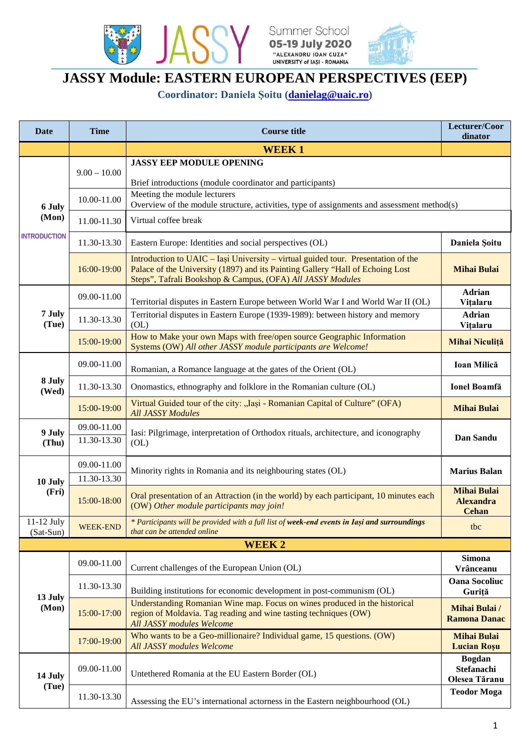JASSY Summer School
05-19 July 2020
"ALEXANDRU IOAN CUZA" UNIVERSITY of IAȘI - ROMANIA

# JASSY Module: EASTERN EUROPEAN PERSPECTIVES (EEP)

**Coordinator: Daniela Șoitu (danielag@uaic.ro)**

| Date | Time | Course title | Lecturer/Coordinator |
|---|---|---|---|
| | | **WEEK 1** | |
| **6 July (Mon)** INTRODUCTION | 9.00 – 10.00 | **JASSY EEP MODULE OPENING** Brief introductions (module coordinator and participants) | |
| | 10.00-11.00 | Meeting the module lecturers Overview of the module structure, activities, type of assignments and assessment method(s) | |
| | 11.00-11.30 | Virtual coffee break | |
| | 11.30-13.30 | Eastern Europe: Identities and social perspectives (OL) | **Daniela Șoitu** |
| | 16:00-19:00 | Introduction to UAIC – Iași University – virtual guided tour. Presentation of the Palace of the University (1897) and its Painting Gallery "Hall of Echoing Lost Steps", Tafrali Bookshop & Campus, (OFA) *All JASSY Modules* | **Mihai Bulai** |
| **7 July (Tue)** | 09.00-11.00 | Territorial disputes in Eastern Europe between World War I and World War II (OL) | **Adrian Vițalaru** |
| | 11.30-13.30 | Territorial disputes in Eastern Europe (1939-1989): between history and memory (OL) | **Adrian Vițalaru** |
| | 15:00-19:00 | How to Make your own Maps with free/open source Geographic Information Systems (OW) *All other JASSY module participants are Welcome!* | **Mihai Niculiță** |
| **8 July (Wed)** | 09.00-11.00 | Romanian, a Romance language at the gates of the Orient (OL) | **Ioan Milică** |
| | 11.30-13.30 | Onomastics, ethnography and folklore in the Romanian culture (OL) | **Ionel Boamfă** |
| | 15:00-19:00 | Virtual Guided tour of the city: „Iași - Romanian Capital of Culture" (OFA) *All JASSY Modules* | **Mihai Bulai** |
| **9 July (Thu)** | 09.00-11.00 / 11.30-13.30 | Iasi: Pilgrimage, interpretation of Orthodox rituals, architecture, and iconography (OL) | **Dan Sandu** |
| **10 July (Fri)** | 09.00-11.00 / 11.30-13.30 | Minority rights in Romania and its neighbouring states (OL) | **Marius Balan** |
| | 15:00-18:00 | Oral presentation of an Attraction (in the world) by each participant, 10 minutes each (OW) *Other module participants may join!* | **Mihai Bulai Alexandra Cehan** |
| 11-12 July (Sat-Sun) | WEEK-END | *\* Participants will be provided with a full list of **week-end events in Iași and surroundings** that can be attended online* | tbc |
| | | **WEEK 2** | |
| **13 July (Mon)** | 09.00-11.00 | Current challenges of the European Union (OL) | **Simona Vrânceanu** |
| | 11.30-13.30 | Building institutions for economic development in post-communism (OL) | **Oana Socoliuc Guriță** |
| | 15:00-17:00 | Understanding Romanian Wine map. Focus on wines produced in the historical region of Moldavia. Tag reading and wine tasting techniques (OW) *All JASSY modules Welcome* | **Mihai Bulai / Ramona Danac** |
| | 17:00-19:00 | Who wants to be a Geo-millionaire? Individual game, 15 questions. (OW) *All JASSY modules Welcome* | **Mihai Bulai Lucian Roșu** |
| **14 July (Tue)** | 09.00-11.00 | Untethered Romania at the EU Eastern Border (OL) | **Bogdan Stefanachi Olesea Țăranu** |
| | 11.30-13.30 | Assessing the EU's international actorness in the Eastern neighbourhood (OL) | **Teodor Moga** |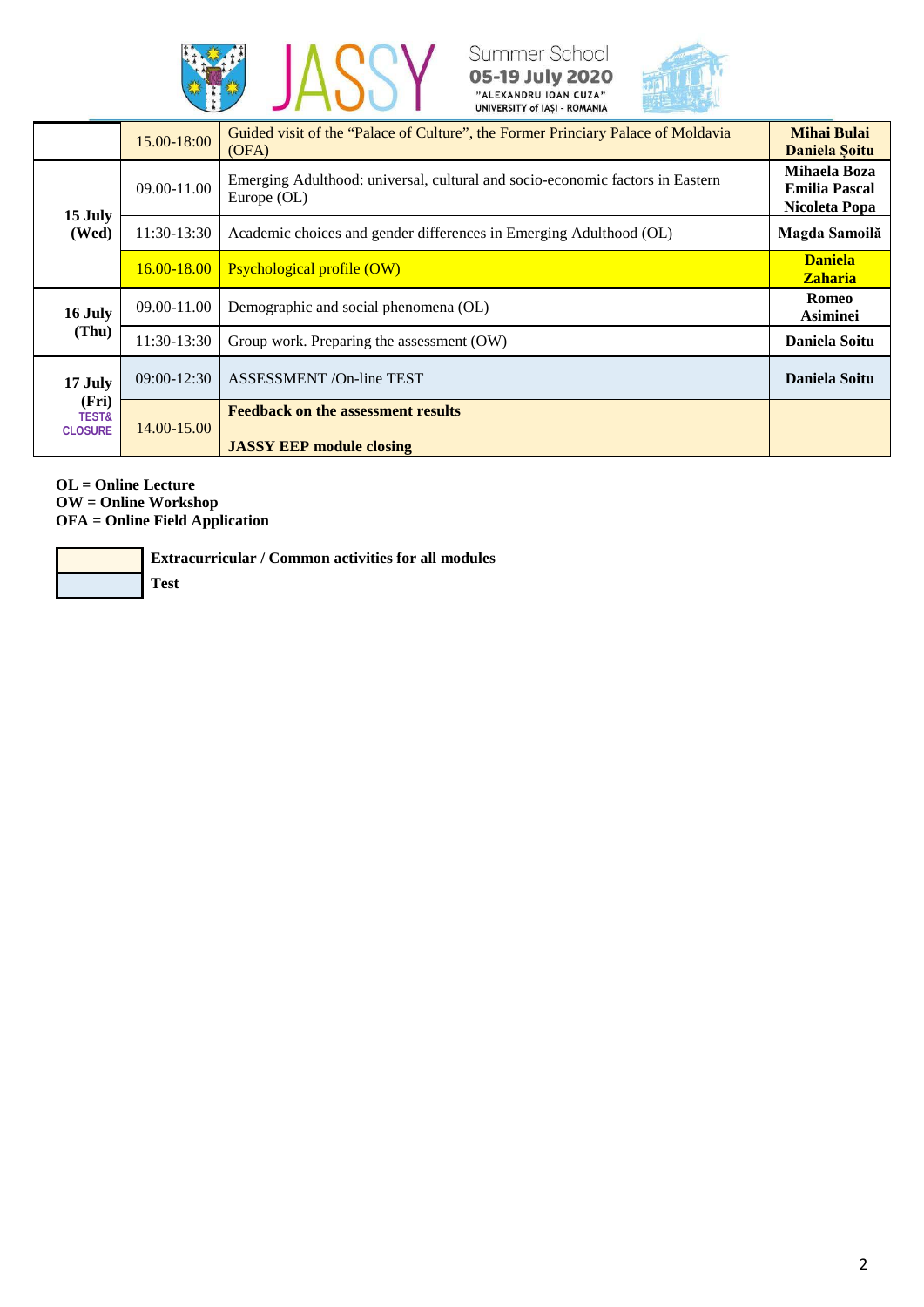| | | | |
|---|---|---|---|
| | 15.00-18:00 | Guided visit of the “Palace of Culture”, the Former Princiary Palace of Moldavia (OFA) | **Mihai Bulai Daniela Șoitu** |
| **15 July (Wed)** | 09.00-11.00 | Emerging Adulthood: universal, cultural and socio-economic factors in Eastern Europe (OL) | **Mihaela Boza Emilia Pascal Nicoleta Popa** |
| | 11:30-13:30 | Academic choices and gender differences in Emerging Adulthood (OL) | **Magda Samoilă** |
| | 16.00-18.00 | Psychological profile (OW) | **Daniela Zaharia** |
| **16 July (Thu)** | 09.00-11.00 | Demographic and social phenomena (OL) | **Romeo Asiminei** |
| | 11:30-13:30 | Group work. Preparing the assessment (OW) | **Daniela Soitu** |
| **17 July (Fri)** TEST& CLOSURE | 09:00-12:30 | ASSESSMENT /On-line TEST | **Daniela Soitu** |
| | 14.00-15.00 | **Feedback on the assessment results** **JASSY EEP module closing** | |

**OL = Online Lecture**
**OW = Online Workshop**
**OFA = Online Field Application**

| | |
|---|---|
| | **Extracurricular / Common activities for all modules** |
| | **Test** |